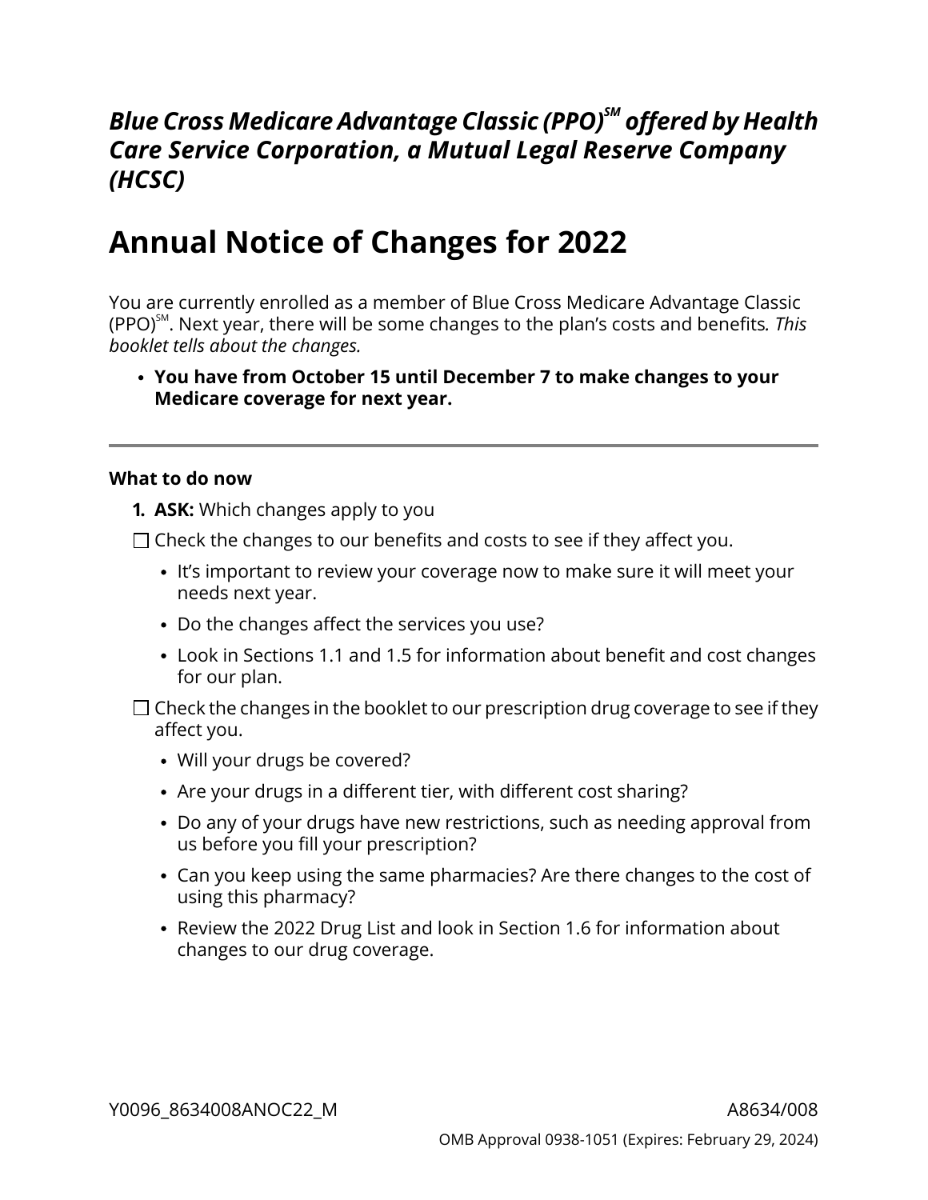***Blue Cross Medicare Advantage Classic (PPO)℠ offered by Health Care Service Corporation, a Mutual Legal Reserve Company (HCSC)***

# Annual Notice of Changes for 2022

You are currently enrolled as a member of Blue Cross Medicare Advantage Classic (PPO)℠. Next year, there will be some changes to the plan's costs and benefits*. This booklet tells about the changes.*

- **You have from October 15 until December 7 to make changes to your Medicare coverage for next year.**

---

**What to do now**

1. **ASK:** Which changes apply to you

☐ Check the changes to our benefits and costs to see if they affect you.

- It's important to review your coverage now to make sure it will meet your needs next year.
- Do the changes affect the services you use?
- Look in Sections 1.1 and 1.5 for information about benefit and cost changes for our plan.

☐ Check the changes in the booklet to our prescription drug coverage to see if they affect you.

- Will your drugs be covered?
- Are your drugs in a different tier, with different cost sharing?
- Do any of your drugs have new restrictions, such as needing approval from us before you fill your prescription?
- Can you keep using the same pharmacies? Are there changes to the cost of using this pharmacy?
- Review the 2022 Drug List and look in Section 1.6 for information about changes to our drug coverage.

Y0096_8634008ANOC22_M A8634/008

OMB Approval 0938-1051 (Expires: February 29, 2024)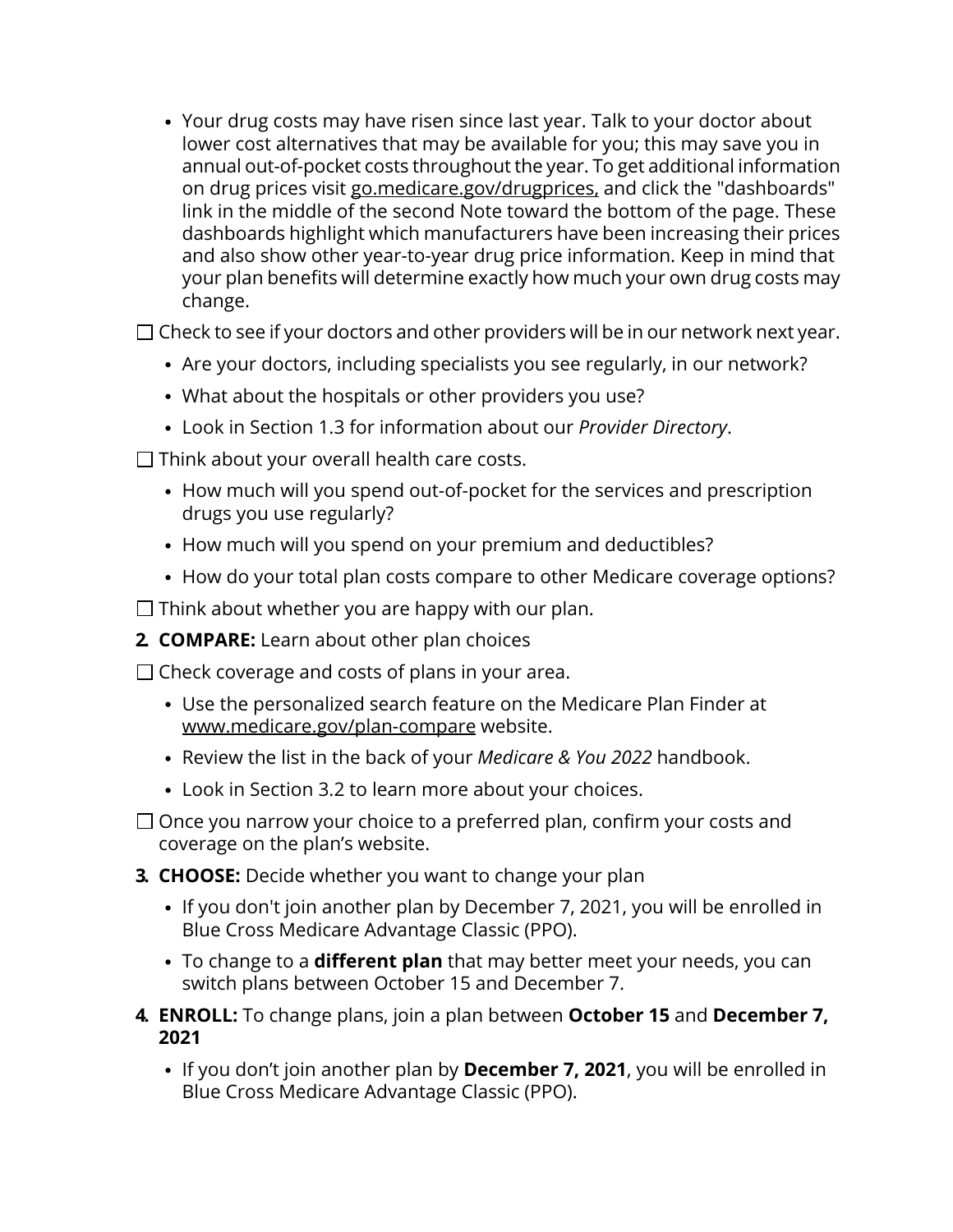- Your drug costs may have risen since last year. Talk to your doctor about lower cost alternatives that may be available for you; this may save you in annual out-of-pocket costs throughout the year. To get additional information on drug prices visit go.medicare.gov/drugprices, and click the "dashboards" link in the middle of the second Note toward the bottom of the page. These dashboards highlight which manufacturers have been increasing their prices and also show other year-to-year drug price information. Keep in mind that your plan benefits will determine exactly how much your own drug costs may change.

☐ Check to see if your doctors and other providers will be in our network next year.

- Are your doctors, including specialists you see regularly, in our network?
- What about the hospitals or other providers you use?
- Look in Section 1.3 for information about our *Provider Directory*.

☐ Think about your overall health care costs.

- How much will you spend out-of-pocket for the services and prescription drugs you use regularly?
- How much will you spend on your premium and deductibles?
- How do your total plan costs compare to other Medicare coverage options?

☐ Think about whether you are happy with our plan.

**2. COMPARE:** Learn about other plan choices

☐ Check coverage and costs of plans in your area.

- Use the personalized search feature on the Medicare Plan Finder at www.medicare.gov/plan-compare website.
- Review the list in the back of your *Medicare & You 2022* handbook.
- Look in Section 3.2 to learn more about your choices.

☐ Once you narrow your choice to a preferred plan, confirm your costs and coverage on the plan's website.

**3. CHOOSE:** Decide whether you want to change your plan

- If you don't join another plan by December 7, 2021, you will be enrolled in Blue Cross Medicare Advantage Classic (PPO).
- To change to a **different plan** that may better meet your needs, you can switch plans between October 15 and December 7.

**4. ENROLL:** To change plans, join a plan between **October 15** and **December 7, 2021**

- If you don't join another plan by **December 7, 2021**, you will be enrolled in Blue Cross Medicare Advantage Classic (PPO).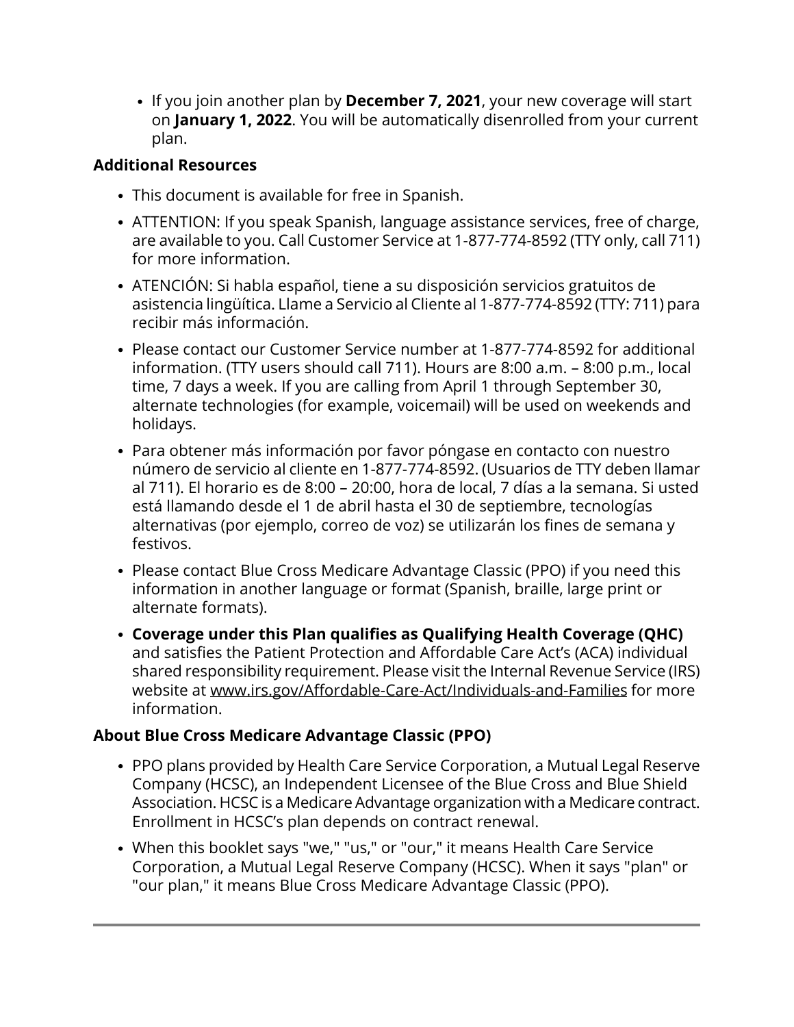- If you join another plan by **December 7, 2021**, your new coverage will start on **January 1, 2022**. You will be automatically disenrolled from your current plan.

**Additional Resources**

- This document is available for free in Spanish.
- ATTENTION: If you speak Spanish, language assistance services, free of charge, are available to you. Call Customer Service at 1-877-774-8592 (TTY only, call 711) for more information.
- ATENCIÓN: Si habla español, tiene a su disposición servicios gratuitos de asistencia lingüítica. Llame a Servicio al Cliente al 1-877-774-8592 (TTY: 711) para recibir más información.
- Please contact our Customer Service number at 1-877-774-8592 for additional information. (TTY users should call 711). Hours are 8:00 a.m. – 8:00 p.m., local time, 7 days a week. If you are calling from April 1 through September 30, alternate technologies (for example, voicemail) will be used on weekends and holidays.
- Para obtener más información por favor póngase en contacto con nuestro número de servicio al cliente en 1-877-774-8592. (Usuarios de TTY deben llamar al 711). El horario es de 8:00 – 20:00, hora de local, 7 días a la semana. Si usted está llamando desde el 1 de abril hasta el 30 de septiembre, tecnologías alternativas (por ejemplo, correo de voz) se utilizarán los fines de semana y festivos.
- Please contact Blue Cross Medicare Advantage Classic (PPO) if you need this information in another language or format (Spanish, braille, large print or alternate formats).
- **Coverage under this Plan qualifies as Qualifying Health Coverage (QHC)** and satisfies the Patient Protection and Affordable Care Act's (ACA) individual shared responsibility requirement. Please visit the Internal Revenue Service (IRS) website at www.irs.gov/Affordable-Care-Act/Individuals-and-Families for more information.

**About Blue Cross Medicare Advantage Classic (PPO)**

- PPO plans provided by Health Care Service Corporation, a Mutual Legal Reserve Company (HCSC), an Independent Licensee of the Blue Cross and Blue Shield Association. HCSC is a Medicare Advantage organization with a Medicare contract. Enrollment in HCSC's plan depends on contract renewal.
- When this booklet says "we," "us," or "our," it means Health Care Service Corporation, a Mutual Legal Reserve Company (HCSC). When it says "plan" or "our plan," it means Blue Cross Medicare Advantage Classic (PPO).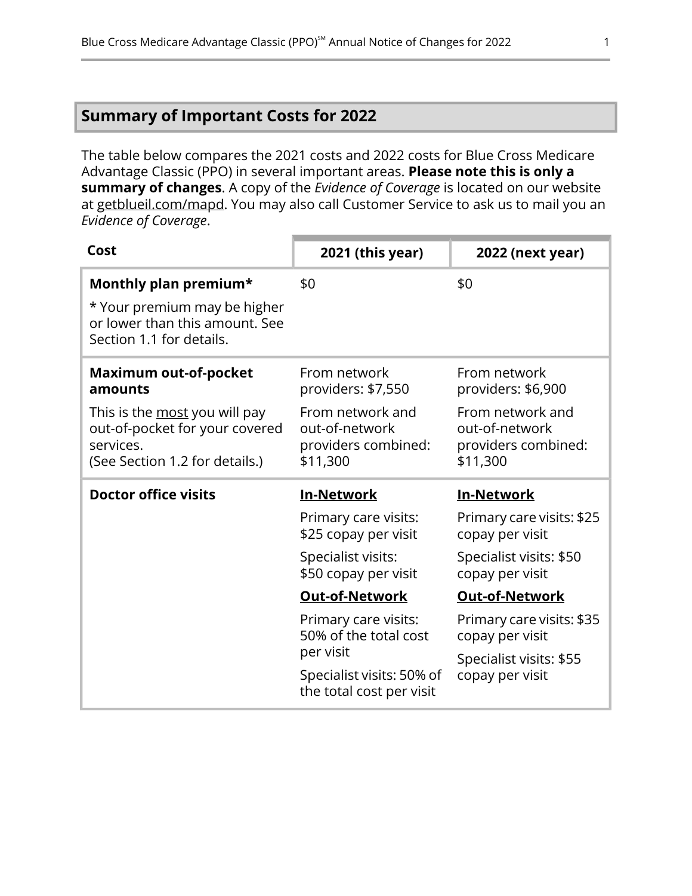## Summary of Important Costs for 2022

The table below compares the 2021 costs and 2022 costs for Blue Cross Medicare Advantage Classic (PPO) in several important areas. **Please note this is only a summary of changes**. A copy of the *Evidence of Coverage* is located on our website at getblueil.com/mapd. You may also call Customer Service to ask us to mail you an *Evidence of Coverage*.

| Cost | 2021 (this year) | 2022 (next year) |
|---|---|---|
| **Monthly plan premium***<br><br>* Your premium may be higher or lower than this amount. See Section 1.1 for details. | $0 | $0 |
| **Maximum out-of-pocket amounts**<br><br>This is the most you will pay out-of-pocket for your covered services.<br>(See Section 1.2 for details.) | From network providers: $7,550<br><br>From network and out-of-network providers combined: $11,300 | From network providers: $6,900<br><br>From network and out-of-network providers combined: $11,300 |
| **Doctor office visits** | **In-Network**<br><br>Primary care visits: $25 copay per visit<br><br>Specialist visits: $50 copay per visit<br><br>**Out-of-Network**<br><br>Primary care visits: 50% of the total cost per visit<br><br>Specialist visits: 50% of the total cost per visit | **In-Network**<br><br>Primary care visits: $25 copay per visit<br><br>Specialist visits: $50 copay per visit<br><br>**Out-of-Network**<br><br>Primary care visits: $35 copay per visit<br><br>Specialist visits: $55 copay per visit |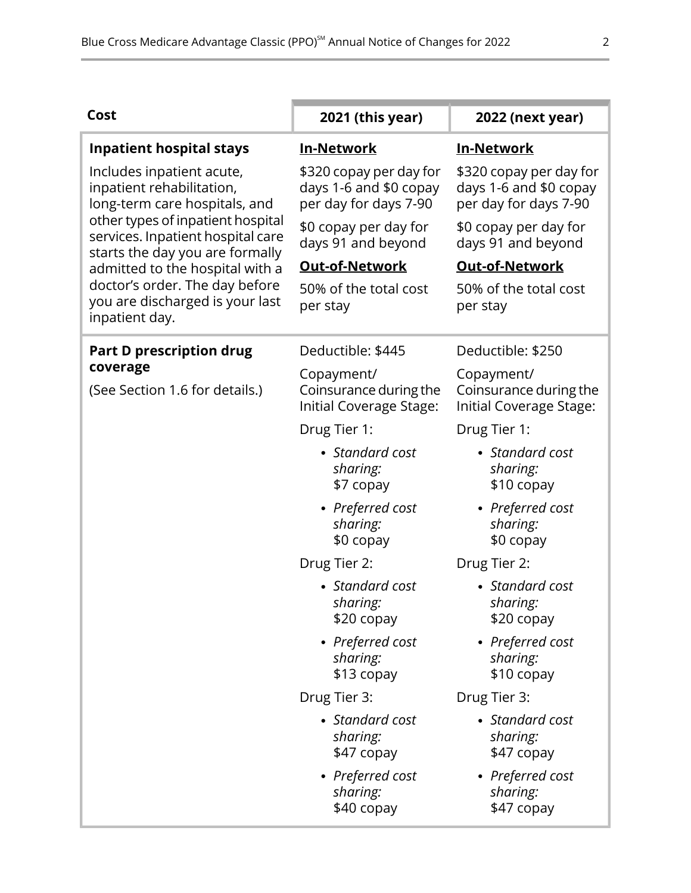| Cost | 2021 (this year) | 2022 (next year) |
|---|---|---|
| **Inpatient hospital stays**<br>Includes inpatient acute, inpatient rehabilitation, long-term care hospitals, and other types of inpatient hospital services. Inpatient hospital care starts the day you are formally admitted to the hospital with a doctor's order. The day before you are discharged is your last inpatient day. | **<u>In-Network</u>**<br>$320 copay per day for days 1-6 and $0 copay per day for days 7-90<br>$0 copay per day for days 91 and beyond<br>**<u>Out-of-Network</u>**<br>50% of the total cost per stay | **<u>In-Network</u>**<br>$320 copay per day for days 1-6 and $0 copay per day for days 7-90<br>$0 copay per day for days 91 and beyond<br>**<u>Out-of-Network</u>**<br>50% of the total cost per stay |
| **Part D prescription drug coverage**<br>(See Section 1.6 for details.) | Deductible: $445<br>Copayment/ Coinsurance during the Initial Coverage Stage:<br>Drug Tier 1:<br>• *Standard cost sharing:* $7 copay<br>• *Preferred cost sharing:* $0 copay<br>Drug Tier 2:<br>• *Standard cost sharing:* $20 copay<br>• *Preferred cost sharing:* $13 copay<br>Drug Tier 3:<br>• *Standard cost sharing:* $47 copay<br>• *Preferred cost sharing:* $40 copay | Deductible: $250<br>Copayment/ Coinsurance during the Initial Coverage Stage:<br>Drug Tier 1:<br>• *Standard cost sharing:* $10 copay<br>• *Preferred cost sharing:* $0 copay<br>Drug Tier 2:<br>• *Standard cost sharing:* $20 copay<br>• *Preferred cost sharing:* $10 copay<br>Drug Tier 3:<br>• *Standard cost sharing:* $47 copay<br>• *Preferred cost sharing:* $47 copay |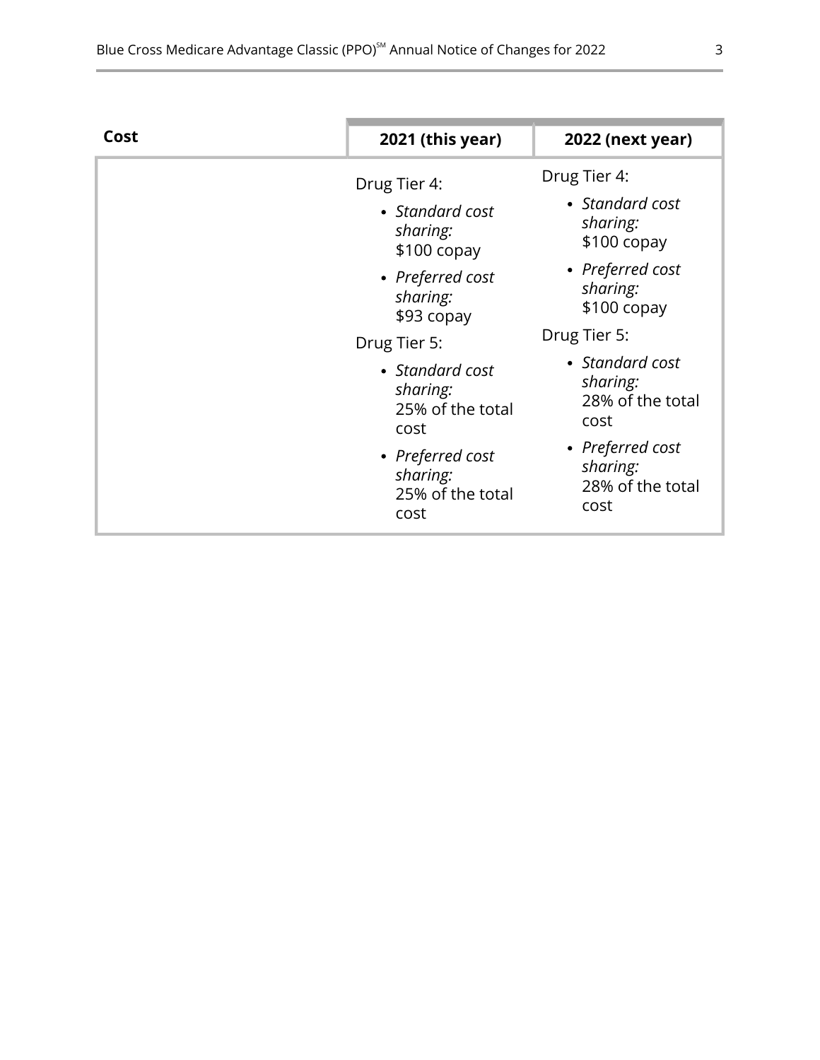| Cost | 2021 (this year) | 2022 (next year) |
|---|---|---|
| | Drug Tier 4:<br>• *Standard cost sharing:* $100 copay<br>• *Preferred cost sharing:* $93 copay<br>Drug Tier 5:<br>• *Standard cost sharing:* 25% of the total cost<br>• *Preferred cost sharing:* 25% of the total cost | Drug Tier 4:<br>• *Standard cost sharing:* $100 copay<br>• *Preferred cost sharing:* $100 copay<br>Drug Tier 5:<br>• *Standard cost sharing:* 28% of the total cost<br>• *Preferred cost sharing:* 28% of the total cost |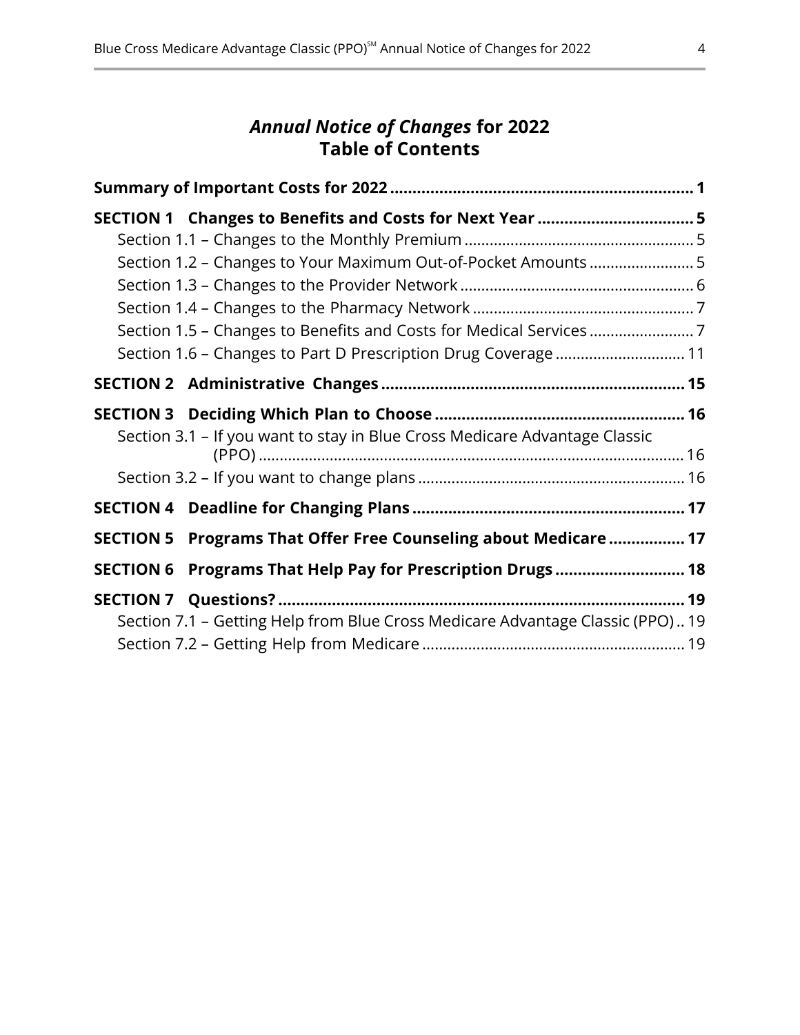# *Annual Notice of Changes* for 2022
# Table of Contents

**Summary of Important Costs for 2022** ..... **1**

**SECTION 1 Changes to Benefits and Costs for Next Year** ..... **5**

- Section 1.1 – Changes to the Monthly Premium ..... 5
- Section 1.2 – Changes to Your Maximum Out-of-Pocket Amounts ..... 5
- Section 1.3 – Changes to the Provider Network ..... 6
- Section 1.4 – Changes to the Pharmacy Network ..... 7
- Section 1.5 – Changes to Benefits and Costs for Medical Services ..... 7
- Section 1.6 – Changes to Part D Prescription Drug Coverage ..... 11

**SECTION 2 Administrative Changes** ..... **15**

**SECTION 3 Deciding Which Plan to Choose** ..... **16**

- Section 3.1 – If you want to stay in Blue Cross Medicare Advantage Classic (PPO) ..... 16
- Section 3.2 – If you want to change plans ..... 16

**SECTION 4 Deadline for Changing Plans** ..... **17**

**SECTION 5 Programs That Offer Free Counseling about Medicare** ..... **17**

**SECTION 6 Programs That Help Pay for Prescription Drugs** ..... **18**

**SECTION 7 Questions?** ..... **19**

- Section 7.1 – Getting Help from Blue Cross Medicare Advantage Classic (PPO) ..... 19
- Section 7.2 – Getting Help from Medicare ..... 19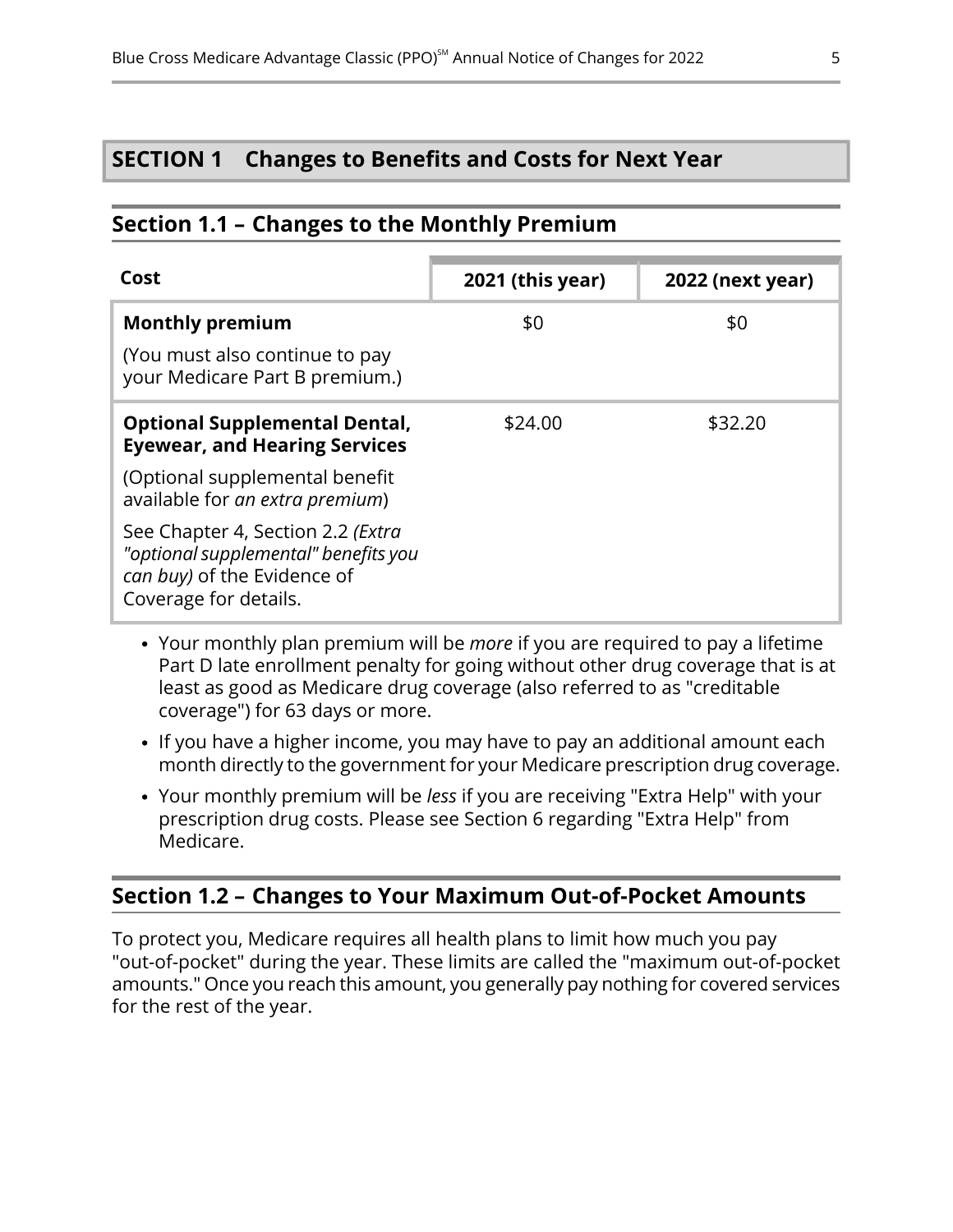# SECTION 1 Changes to Benefits and Costs for Next Year

## Section 1.1 – Changes to the Monthly Premium

| Cost | 2021 (this year) | 2022 (next year) |
|---|---|---|
| **Monthly premium**<br>(You must also continue to pay your Medicare Part B premium.) | $0 | $0 |
| **Optional Supplemental Dental, Eyewear, and Hearing Services**<br>(Optional supplemental benefit available for *an extra premium*)<br>See Chapter 4, Section 2.2 *(Extra "optional supplemental" benefits you can buy)* of the Evidence of Coverage for details. | $24.00 | $32.20 |

- Your monthly plan premium will be *more* if you are required to pay a lifetime Part D late enrollment penalty for going without other drug coverage that is at least as good as Medicare drug coverage (also referred to as "creditable coverage") for 63 days or more.
- If you have a higher income, you may have to pay an additional amount each month directly to the government for your Medicare prescription drug coverage.
- Your monthly premium will be *less* if you are receiving "Extra Help" with your prescription drug costs. Please see Section 6 regarding "Extra Help" from Medicare.

## Section 1.2 – Changes to Your Maximum Out-of-Pocket Amounts

To protect you, Medicare requires all health plans to limit how much you pay "out-of-pocket" during the year. These limits are called the "maximum out-of-pocket amounts." Once you reach this amount, you generally pay nothing for covered services for the rest of the year.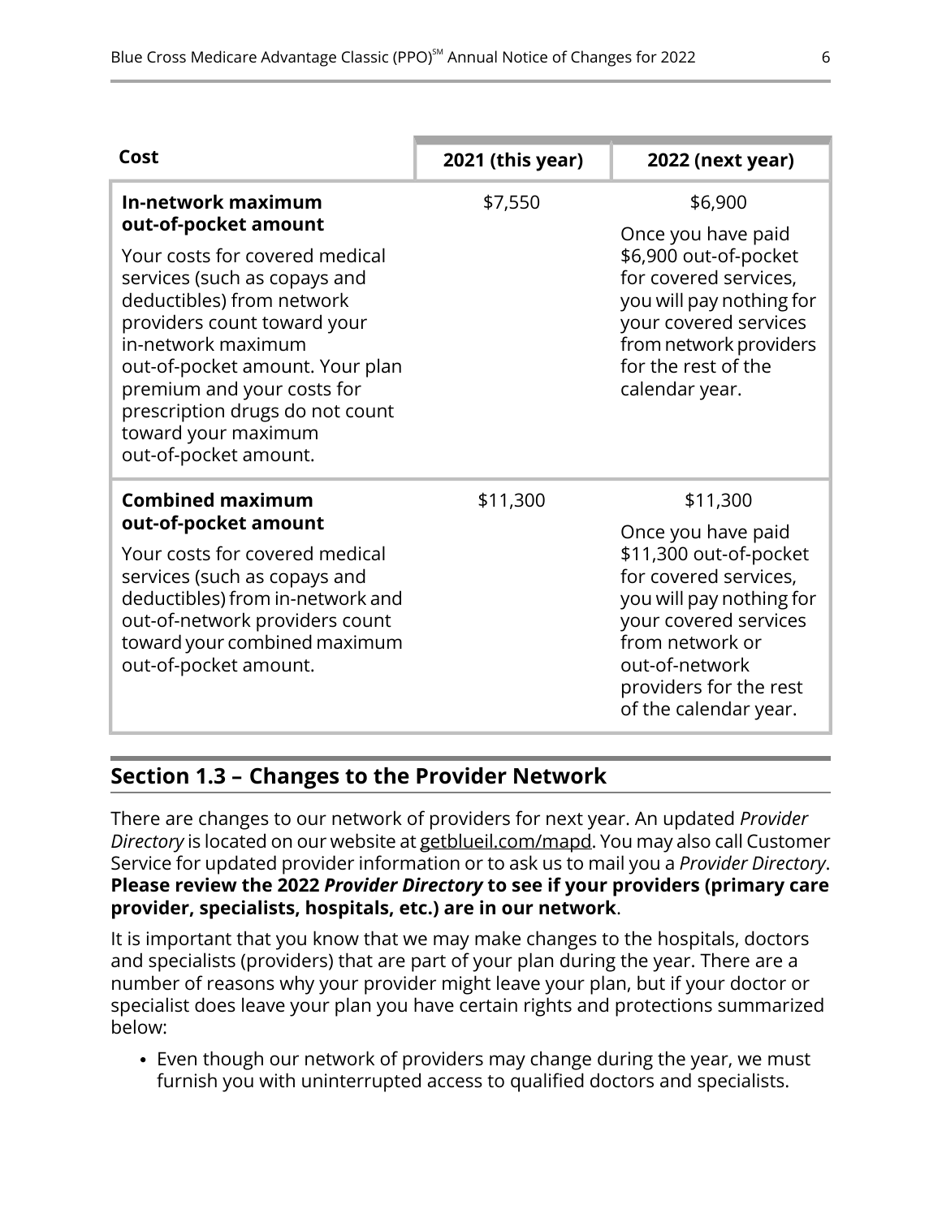| Cost | 2021 (this year) | 2022 (next year) |
|---|---|---|
| **In-network maximum out-of-pocket amount**<br><br>Your costs for covered medical services (such as copays and deductibles) from network providers count toward your in-network maximum out-of-pocket amount. Your plan premium and your costs for prescription drugs do not count toward your maximum out-of-pocket amount. | $7,550 | $6,900<br><br>Once you have paid $6,900 out-of-pocket for covered services, you will pay nothing for your covered services from network providers for the rest of the calendar year. |
| **Combined maximum out-of-pocket amount**<br><br>Your costs for covered medical services (such as copays and deductibles) from in-network and out-of-network providers count toward your combined maximum out-of-pocket amount. | $11,300 | $11,300<br><br>Once you have paid $11,300 out-of-pocket for covered services, you will pay nothing for your covered services from network or out-of-network providers for the rest of the calendar year. |

## Section 1.3 – Changes to the Provider Network

There are changes to our network of providers for next year. An updated *Provider Directory* is located on our website at getblueil.com/mapd. You may also call Customer Service for updated provider information or to ask us to mail you a *Provider Directory*. **Please review the 2022 *Provider Directory* to see if your providers (primary care provider, specialists, hospitals, etc.) are in our network**.

It is important that you know that we may make changes to the hospitals, doctors and specialists (providers) that are part of your plan during the year. There are a number of reasons why your provider might leave your plan, but if your doctor or specialist does leave your plan you have certain rights and protections summarized below:

- Even though our network of providers may change during the year, we must furnish you with uninterrupted access to qualified doctors and specialists.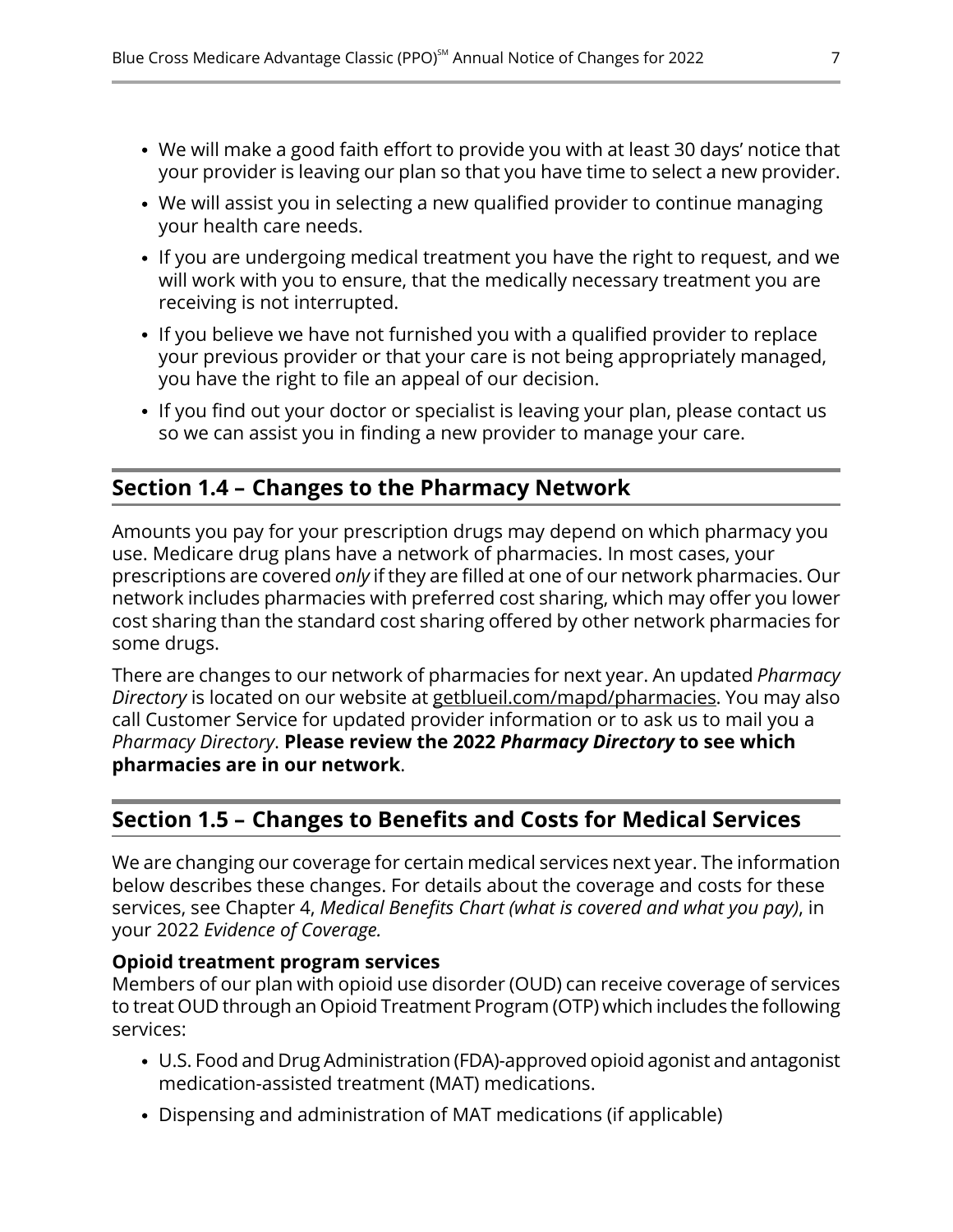- We will make a good faith effort to provide you with at least 30 days' notice that your provider is leaving our plan so that you have time to select a new provider.
- We will assist you in selecting a new qualified provider to continue managing your health care needs.
- If you are undergoing medical treatment you have the right to request, and we will work with you to ensure, that the medically necessary treatment you are receiving is not interrupted.
- If you believe we have not furnished you with a qualified provider to replace your previous provider or that your care is not being appropriately managed, you have the right to file an appeal of our decision.
- If you find out your doctor or specialist is leaving your plan, please contact us so we can assist you in finding a new provider to manage your care.

## Section 1.4 – Changes to the Pharmacy Network

Amounts you pay for your prescription drugs may depend on which pharmacy you use. Medicare drug plans have a network of pharmacies. In most cases, your prescriptions are covered *only* if they are filled at one of our network pharmacies. Our network includes pharmacies with preferred cost sharing, which may offer you lower cost sharing than the standard cost sharing offered by other network pharmacies for some drugs.

There are changes to our network of pharmacies for next year. An updated *Pharmacy Directory* is located on our website at getblueil.com/mapd/pharmacies. You may also call Customer Service for updated provider information or to ask us to mail you a *Pharmacy Directory*. **Please review the 2022 *Pharmacy Directory* to see which pharmacies are in our network**.

## Section 1.5 – Changes to Benefits and Costs for Medical Services

We are changing our coverage for certain medical services next year. The information below describes these changes. For details about the coverage and costs for these services, see Chapter 4, *Medical Benefits Chart (what is covered and what you pay)*, in your 2022 *Evidence of Coverage.*

**Opioid treatment program services**
Members of our plan with opioid use disorder (OUD) can receive coverage of services to treat OUD through an Opioid Treatment Program (OTP) which includes the following services:

- U.S. Food and Drug Administration (FDA)-approved opioid agonist and antagonist medication-assisted treatment (MAT) medications.
- Dispensing and administration of MAT medications (if applicable)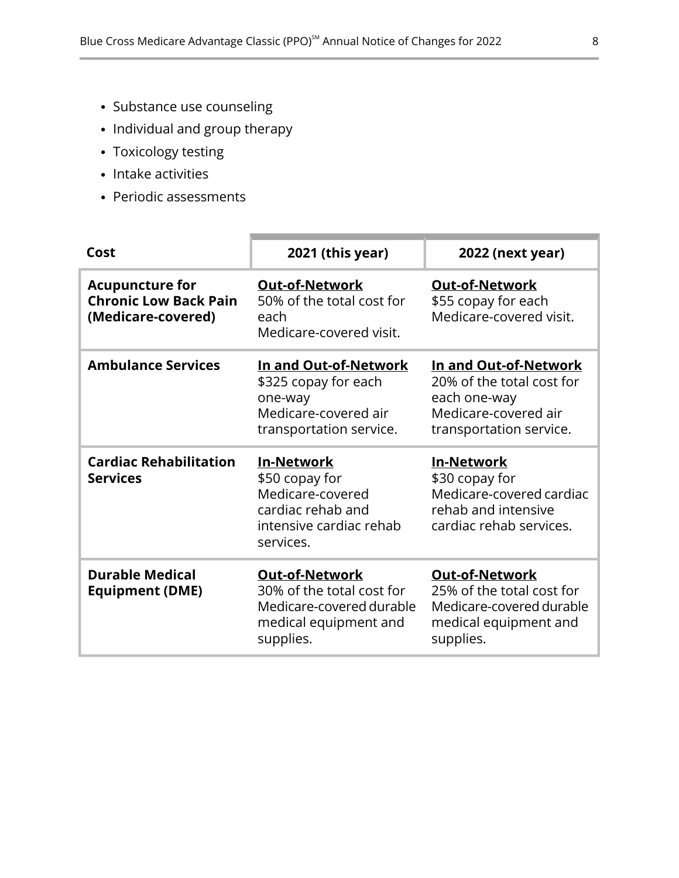- Substance use counseling
- Individual and group therapy
- Toxicology testing
- Intake activities
- Periodic assessments

| Cost | 2021 (this year) | 2022 (next year) |
|---|---|---|
| **Acupuncture for Chronic Low Back Pain (Medicare-covered)** | **Out-of-Network**<br>50% of the total cost for each Medicare-covered visit. | **Out-of-Network**<br>$55 copay for each Medicare-covered visit. |
| **Ambulance Services** | **In and Out-of-Network**<br>$325 copay for each one-way Medicare-covered air transportation service. | **In and Out-of-Network**<br>20% of the total cost for each one-way Medicare-covered air transportation service. |
| **Cardiac Rehabilitation Services** | **In-Network**<br>$50 copay for Medicare-covered cardiac rehab and intensive cardiac rehab services. | **In-Network**<br>$30 copay for Medicare-covered cardiac rehab and intensive cardiac rehab services. |
| **Durable Medical Equipment (DME)** | **Out-of-Network**<br>30% of the total cost for Medicare-covered durable medical equipment and supplies. | **Out-of-Network**<br>25% of the total cost for Medicare-covered durable medical equipment and supplies. |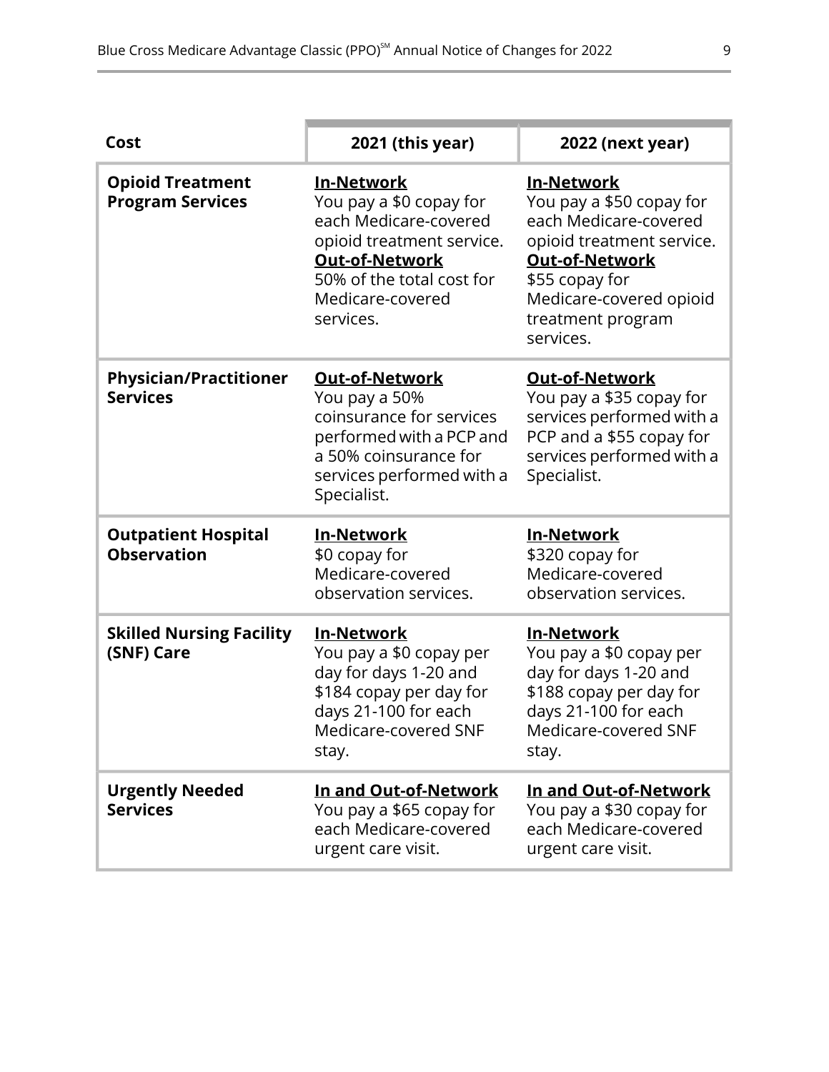| Cost | 2021 (this year) | 2022 (next year) |
|---|---|---|
| **Opioid Treatment Program Services** | **In-Network**<br>You pay a $0 copay for each Medicare-covered opioid treatment service.<br>**Out-of-Network**<br>50% of the total cost for Medicare-covered services. | **In-Network**<br>You pay a $50 copay for each Medicare-covered opioid treatment service.<br>**Out-of-Network**<br>$55 copay for Medicare-covered opioid treatment program services. |
| **Physician/Practitioner Services** | **Out-of-Network**<br>You pay a 50% coinsurance for services performed with a PCP and a 50% coinsurance for services performed with a Specialist. | **Out-of-Network**<br>You pay a $35 copay for services performed with a PCP and a $55 copay for services performed with a Specialist. |
| **Outpatient Hospital Observation** | **In-Network**<br>$0 copay for Medicare-covered observation services. | **In-Network**<br>$320 copay for Medicare-covered observation services. |
| **Skilled Nursing Facility (SNF) Care** | **In-Network**<br>You pay a $0 copay per day for days 1-20 and $184 copay per day for days 21-100 for each Medicare-covered SNF stay. | **In-Network**<br>You pay a $0 copay per day for days 1-20 and $188 copay per day for days 21-100 for each Medicare-covered SNF stay. |
| **Urgently Needed Services** | **In and Out-of-Network**<br>You pay a $65 copay for each Medicare-covered urgent care visit. | **In and Out-of-Network**<br>You pay a $30 copay for each Medicare-covered urgent care visit. |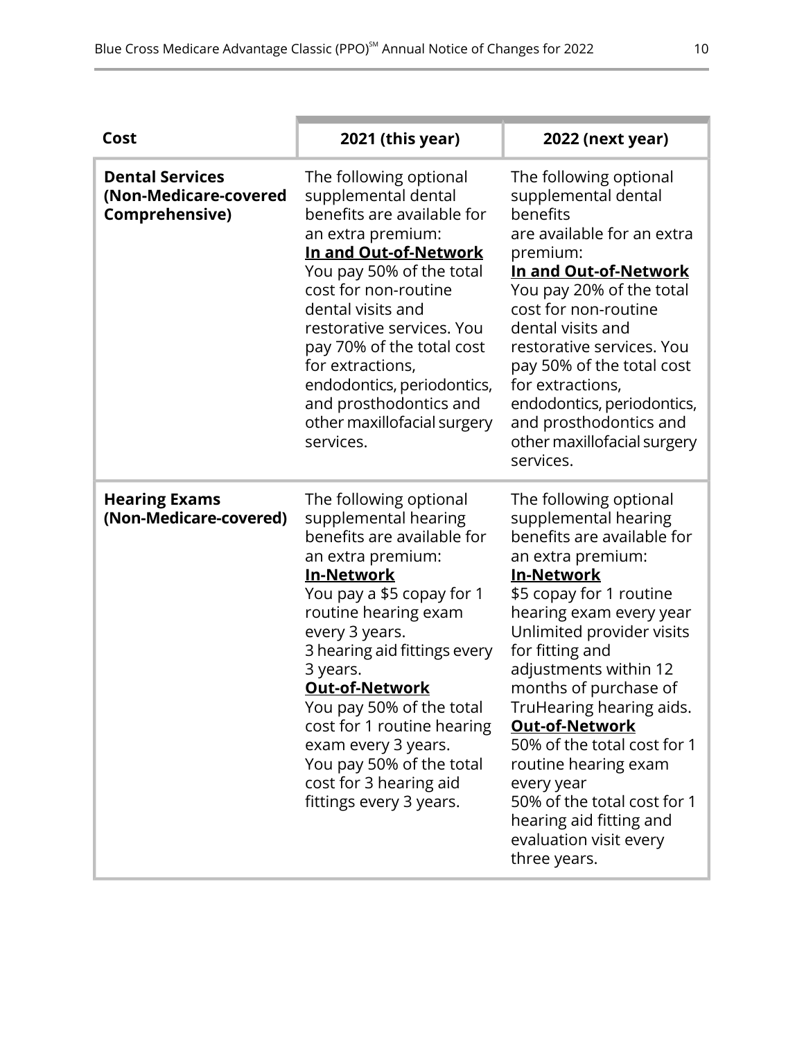| Cost | 2021 (this year) | 2022 (next year) |
|---|---|---|
| **Dental Services (Non-Medicare-covered Comprehensive)** | The following optional supplemental dental benefits are available for an extra premium:<br>**In and Out-of-Network**<br>You pay 50% of the total cost for non-routine dental visits and restorative services. You pay 70% of the total cost for extractions, endodontics, periodontics, and prosthodontics and other maxillofacial surgery services. | The following optional supplemental dental benefits are available for an extra premium:<br>**In and Out-of-Network**<br>You pay 20% of the total cost for non-routine dental visits and restorative services. You pay 50% of the total cost for extractions, endodontics, periodontics, and prosthodontics and other maxillofacial surgery services. |
| **Hearing Exams (Non-Medicare-covered)** | The following optional supplemental hearing benefits are available for an extra premium:<br>**In-Network**<br>You pay a $5 copay for 1 routine hearing exam every 3 years.<br>3 hearing aid fittings every 3 years.<br>**Out-of-Network**<br>You pay 50% of the total cost for 1 routine hearing exam every 3 years.<br>You pay 50% of the total cost for 3 hearing aid fittings every 3 years. | The following optional supplemental hearing benefits are available for an extra premium:<br>**In-Network**<br>$5 copay for 1 routine hearing exam every year<br>Unlimited provider visits for fitting and adjustments within 12 months of purchase of TruHearing hearing aids.<br>**Out-of-Network**<br>50% of the total cost for 1 routine hearing exam every year<br>50% of the total cost for 1 hearing aid fitting and evaluation visit every three years. |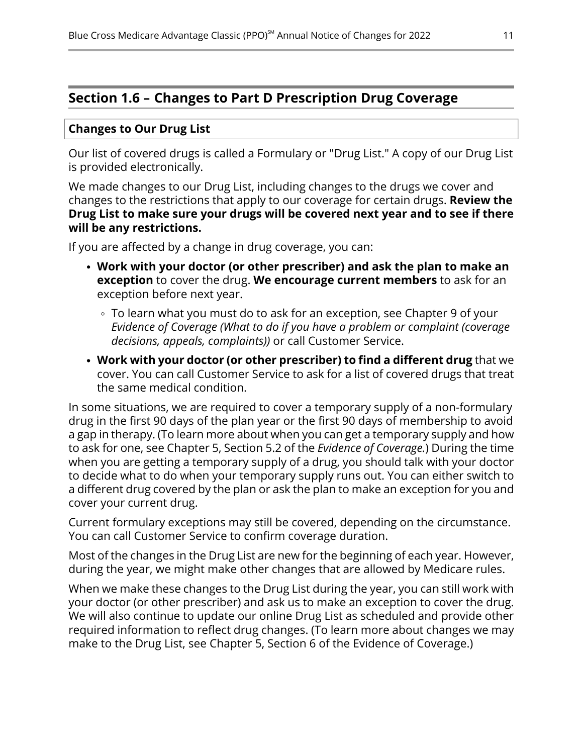## Section 1.6 – Changes to Part D Prescription Drug Coverage

### Changes to Our Drug List

Our list of covered drugs is called a Formulary or "Drug List." A copy of our Drug List is provided electronically.

We made changes to our Drug List, including changes to the drugs we cover and changes to the restrictions that apply to our coverage for certain drugs. **Review the Drug List to make sure your drugs will be covered next year and to see if there will be any restrictions.**

If you are affected by a change in drug coverage, you can:

- **Work with your doctor (or other prescriber) and ask the plan to make an exception** to cover the drug. **We encourage current members** to ask for an exception before next year.
  - To learn what you must do to ask for an exception, see Chapter 9 of your *Evidence of Coverage (What to do if you have a problem or complaint (coverage decisions, appeals, complaints))* or call Customer Service.
- **Work with your doctor (or other prescriber) to find a different drug** that we cover. You can call Customer Service to ask for a list of covered drugs that treat the same medical condition.

In some situations, we are required to cover a temporary supply of a non-formulary drug in the first 90 days of the plan year or the first 90 days of membership to avoid a gap in therapy. (To learn more about when you can get a temporary supply and how to ask for one, see Chapter 5, Section 5.2 of the *Evidence of Coverage.*) During the time when you are getting a temporary supply of a drug, you should talk with your doctor to decide what to do when your temporary supply runs out. You can either switch to a different drug covered by the plan or ask the plan to make an exception for you and cover your current drug.

Current formulary exceptions may still be covered, depending on the circumstance. You can call Customer Service to confirm coverage duration.

Most of the changes in the Drug List are new for the beginning of each year. However, during the year, we might make other changes that are allowed by Medicare rules.

When we make these changes to the Drug List during the year, you can still work with your doctor (or other prescriber) and ask us to make an exception to cover the drug. We will also continue to update our online Drug List as scheduled and provide other required information to reflect drug changes. (To learn more about changes we may make to the Drug List, see Chapter 5, Section 6 of the Evidence of Coverage.)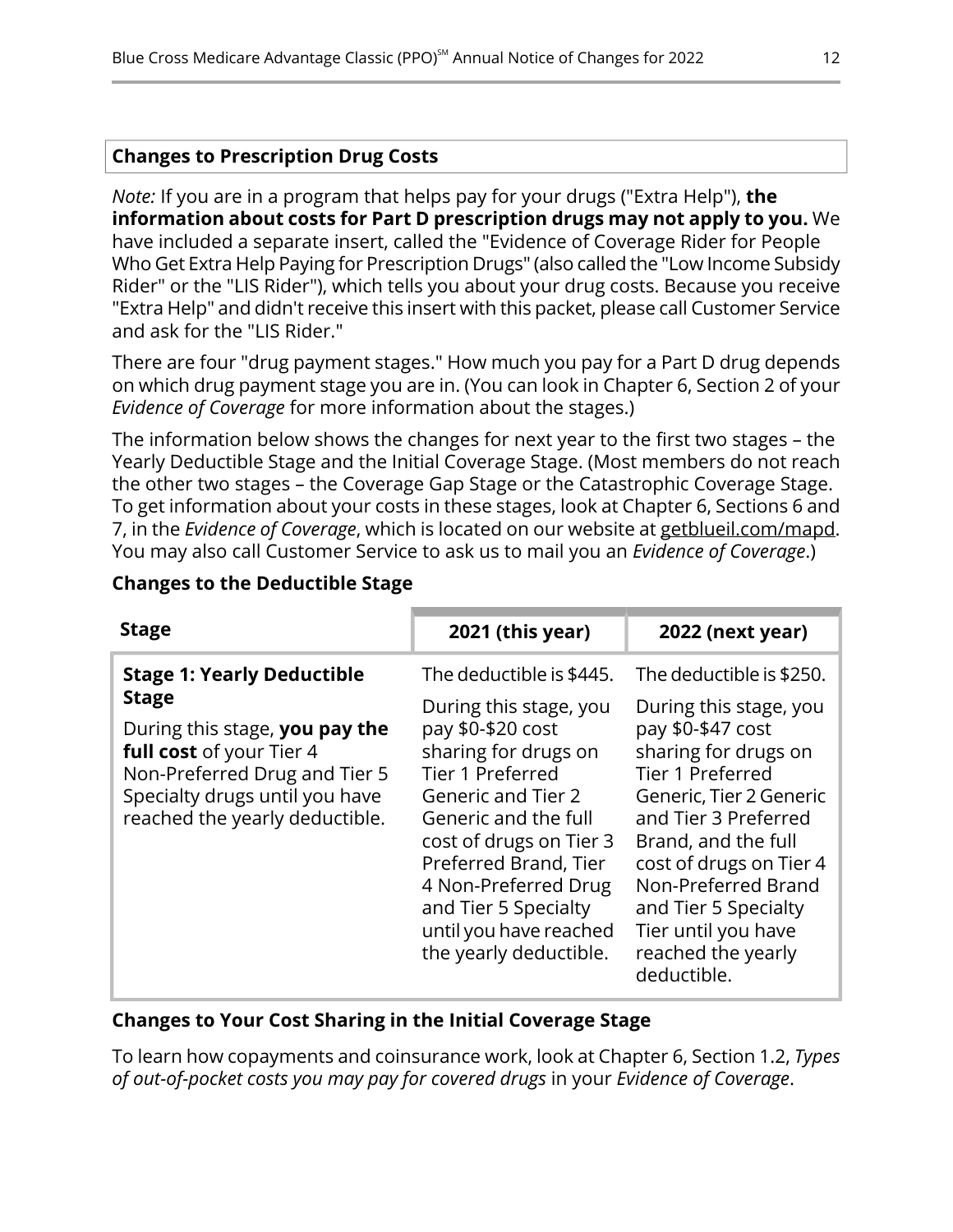## Changes to Prescription Drug Costs

*Note:* If you are in a program that helps pay for your drugs ("Extra Help"), **the information about costs for Part D prescription drugs may not apply to you.** We have included a separate insert, called the "Evidence of Coverage Rider for People Who Get Extra Help Paying for Prescription Drugs" (also called the "Low Income Subsidy Rider" or the "LIS Rider"), which tells you about your drug costs. Because you receive "Extra Help" and didn't receive this insert with this packet, please call Customer Service and ask for the "LIS Rider."

There are four "drug payment stages." How much you pay for a Part D drug depends on which drug payment stage you are in. (You can look in Chapter 6, Section 2 of your *Evidence of Coverage* for more information about the stages.)

The information below shows the changes for next year to the first two stages – the Yearly Deductible Stage and the Initial Coverage Stage. (Most members do not reach the other two stages – the Coverage Gap Stage or the Catastrophic Coverage Stage. To get information about your costs in these stages, look at Chapter 6, Sections 6 and 7, in the *Evidence of Coverage*, which is located on our website at getblueil.com/mapd. You may also call Customer Service to ask us to mail you an *Evidence of Coverage*.)

### Changes to the Deductible Stage

| Stage | 2021 (this year) | 2022 (next year) |
|---|---|---|
| **Stage 1: Yearly Deductible Stage**<br><br>During this stage, **you pay the full cost** of your Tier 4 Non-Preferred Drug and Tier 5 Specialty drugs until you have reached the yearly deductible. | The deductible is $445.<br><br>During this stage, you pay $0-$20 cost sharing for drugs on Tier 1 Preferred Generic and Tier 2 Generic and the full cost of drugs on Tier 3 Preferred Brand, Tier 4 Non-Preferred Drug and Tier 5 Specialty until you have reached the yearly deductible. | The deductible is $250.<br><br>During this stage, you pay $0-$47 cost sharing for drugs on Tier 1 Preferred Generic, Tier 2 Generic and Tier 3 Preferred Brand, and the full cost of drugs on Tier 4 Non-Preferred Brand and Tier 5 Specialty Tier until you have reached the yearly deductible. |

### Changes to Your Cost Sharing in the Initial Coverage Stage

To learn how copayments and coinsurance work, look at Chapter 6, Section 1.2, *Types of out-of-pocket costs you may pay for covered drugs* in your *Evidence of Coverage*.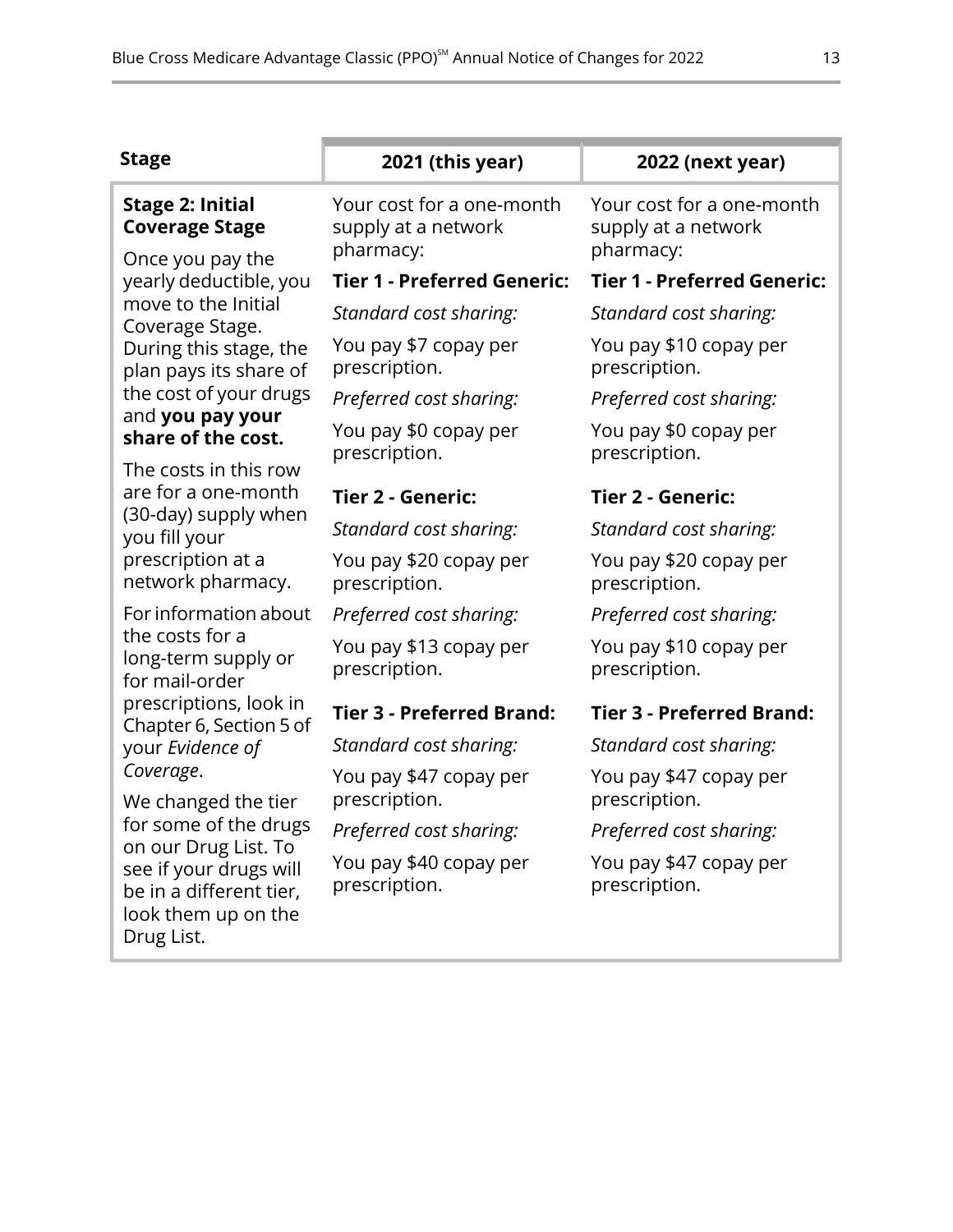| Stage | 2021 (this year) | 2022 (next year) |
|---|---|---|
| **Stage 2: Initial Coverage Stage**<br>Once you pay the yearly deductible, you move to the Initial Coverage Stage. During this stage, the plan pays its share of the cost of your drugs and **you pay your share of the cost.**<br>The costs in this row are for a one-month (30-day) supply when you fill your prescription at a network pharmacy.<br>For information about the costs for a long-term supply or for mail-order prescriptions, look in Chapter 6, Section 5 of your *Evidence of Coverage*.<br>We changed the tier for some of the drugs on our Drug List. To see if your drugs will be in a different tier, look them up on the Drug List. | Your cost for a one-month supply at a network pharmacy:<br>**Tier 1 - Preferred Generic:**<br>*Standard cost sharing:*<br>You pay $7 copay per prescription.<br>*Preferred cost sharing:*<br>You pay $0 copay per prescription.<br>**Tier 2 - Generic:**<br>*Standard cost sharing:*<br>You pay $20 copay per prescription.<br>*Preferred cost sharing:*<br>You pay $13 copay per prescription.<br>**Tier 3 - Preferred Brand:**<br>*Standard cost sharing:*<br>You pay $47 copay per prescription.<br>*Preferred cost sharing:*<br>You pay $40 copay per prescription. | Your cost for a one-month supply at a network pharmacy:<br>**Tier 1 - Preferred Generic:**<br>*Standard cost sharing:*<br>You pay $10 copay per prescription.<br>*Preferred cost sharing:*<br>You pay $0 copay per prescription.<br>**Tier 2 - Generic:**<br>*Standard cost sharing:*<br>You pay $20 copay per prescription.<br>*Preferred cost sharing:*<br>You pay $10 copay per prescription.<br>**Tier 3 - Preferred Brand:**<br>*Standard cost sharing:*<br>You pay $47 copay per prescription.<br>*Preferred cost sharing:*<br>You pay $47 copay per prescription. |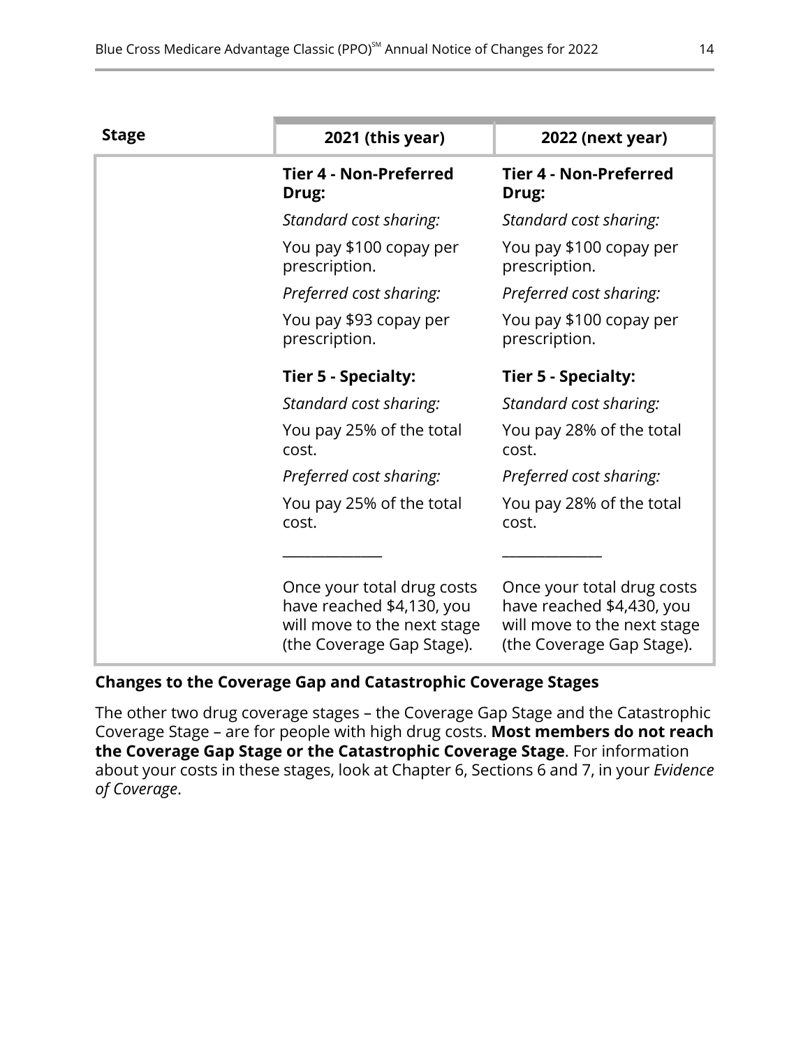| Stage | 2021 (this year) | 2022 (next year) |
|---|---|---|
| | **Tier 4 - Non-Preferred Drug:**<br>*Standard cost sharing:*<br>You pay $100 copay per prescription.<br>*Preferred cost sharing:*<br>You pay $93 copay per prescription.<br><br>**Tier 5 - Specialty:**<br>*Standard cost sharing:*<br>You pay 25% of the total cost.<br>*Preferred cost sharing:*<br>You pay 25% of the total cost.<br><br>\_\_\_\_\_\_\_\_\_\_\_\_\_\_<br><br>Once your total drug costs have reached $4,130, you will move to the next stage (the Coverage Gap Stage). | **Tier 4 - Non-Preferred Drug:**<br>*Standard cost sharing:*<br>You pay $100 copay per prescription.<br>*Preferred cost sharing:*<br>You pay $100 copay per prescription.<br><br>**Tier 5 - Specialty:**<br>*Standard cost sharing:*<br>You pay 28% of the total cost.<br>*Preferred cost sharing:*<br>You pay 28% of the total cost.<br><br>\_\_\_\_\_\_\_\_\_\_\_\_\_\_<br><br>Once your total drug costs have reached $4,430, you will move to the next stage (the Coverage Gap Stage). |

### Changes to the Coverage Gap and Catastrophic Coverage Stages

The other two drug coverage stages – the Coverage Gap Stage and the Catastrophic Coverage Stage – are for people with high drug costs. **Most members do not reach the Coverage Gap Stage or the Catastrophic Coverage Stage**. For information about your costs in these stages, look at Chapter 6, Sections 6 and 7, in your *Evidence of Coverage*.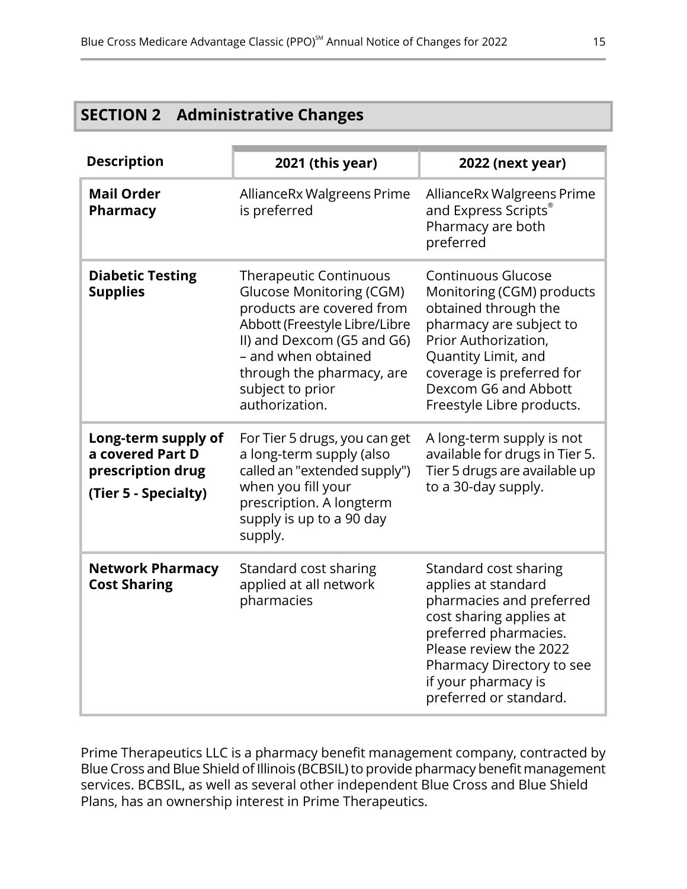## SECTION 2 Administrative Changes

| Description | 2021 (this year) | 2022 (next year) |
|---|---|---|
| **Mail Order Pharmacy** | AllianceRx Walgreens Prime is preferred | AllianceRx Walgreens Prime and Express Scripts® Pharmacy are both preferred |
| **Diabetic Testing Supplies** | Therapeutic Continuous Glucose Monitoring (CGM) products are covered from Abbott (Freestyle Libre/Libre II) and Dexcom (G5 and G6) – and when obtained through the pharmacy, are subject to prior authorization. | Continuous Glucose Monitoring (CGM) products obtained through the pharmacy are subject to Prior Authorization, Quantity Limit, and coverage is preferred for Dexcom G6 and Abbott Freestyle Libre products. |
| **Long-term supply of a covered Part D prescription drug** **(Tier 5 - Specialty)** | For Tier 5 drugs, you can get a long-term supply (also called an "extended supply") when you fill your prescription. A longterm supply is up to a 90 day supply. | A long-term supply is not available for drugs in Tier 5. Tier 5 drugs are available up to a 30-day supply. |
| **Network Pharmacy Cost Sharing** | Standard cost sharing applied at all network pharmacies | Standard cost sharing applies at standard pharmacies and preferred cost sharing applies at preferred pharmacies. Please review the 2022 Pharmacy Directory to see if your pharmacy is preferred or standard. |

Prime Therapeutics LLC is a pharmacy benefit management company, contracted by Blue Cross and Blue Shield of Illinois (BCBSIL) to provide pharmacy benefit management services. BCBSIL, as well as several other independent Blue Cross and Blue Shield Plans, has an ownership interest in Prime Therapeutics.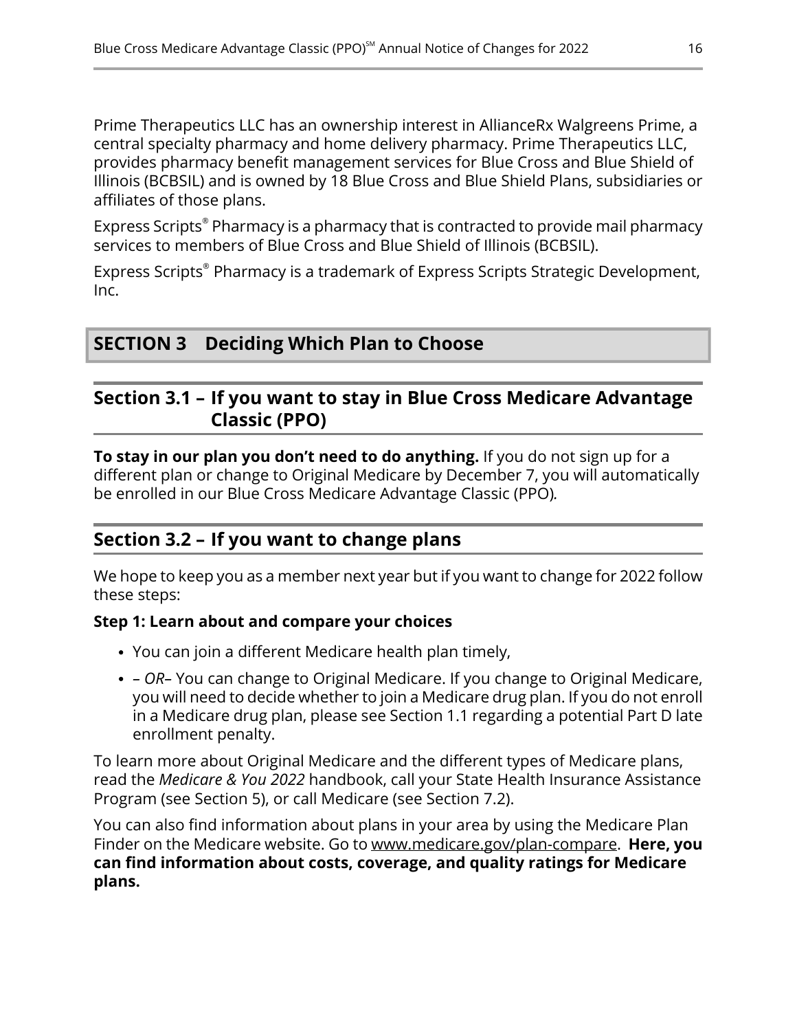Prime Therapeutics LLC has an ownership interest in AllianceRx Walgreens Prime, a central specialty pharmacy and home delivery pharmacy. Prime Therapeutics LLC, provides pharmacy benefit management services for Blue Cross and Blue Shield of Illinois (BCBSIL) and is owned by 18 Blue Cross and Blue Shield Plans, subsidiaries or affiliates of those plans.

Express Scripts® Pharmacy is a pharmacy that is contracted to provide mail pharmacy services to members of Blue Cross and Blue Shield of Illinois (BCBSIL).

Express Scripts® Pharmacy is a trademark of Express Scripts Strategic Development, Inc.

# SECTION 3 Deciding Which Plan to Choose

## Section 3.1 – If you want to stay in Blue Cross Medicare Advantage Classic (PPO)

**To stay in our plan you don't need to do anything.** If you do not sign up for a different plan or change to Original Medicare by December 7, you will automatically be enrolled in our Blue Cross Medicare Advantage Classic (PPO).

## Section 3.2 – If you want to change plans

We hope to keep you as a member next year but if you want to change for 2022 follow these steps:

**Step 1: Learn about and compare your choices**

- You can join a different Medicare health plan timely,
- – *OR*– You can change to Original Medicare. If you change to Original Medicare, you will need to decide whether to join a Medicare drug plan. If you do not enroll in a Medicare drug plan, please see Section 1.1 regarding a potential Part D late enrollment penalty.

To learn more about Original Medicare and the different types of Medicare plans, read the *Medicare & You 2022* handbook, call your State Health Insurance Assistance Program (see Section 5), or call Medicare (see Section 7.2).

You can also find information about plans in your area by using the Medicare Plan Finder on the Medicare website. Go to www.medicare.gov/plan-compare. **Here, you can find information about costs, coverage, and quality ratings for Medicare plans.**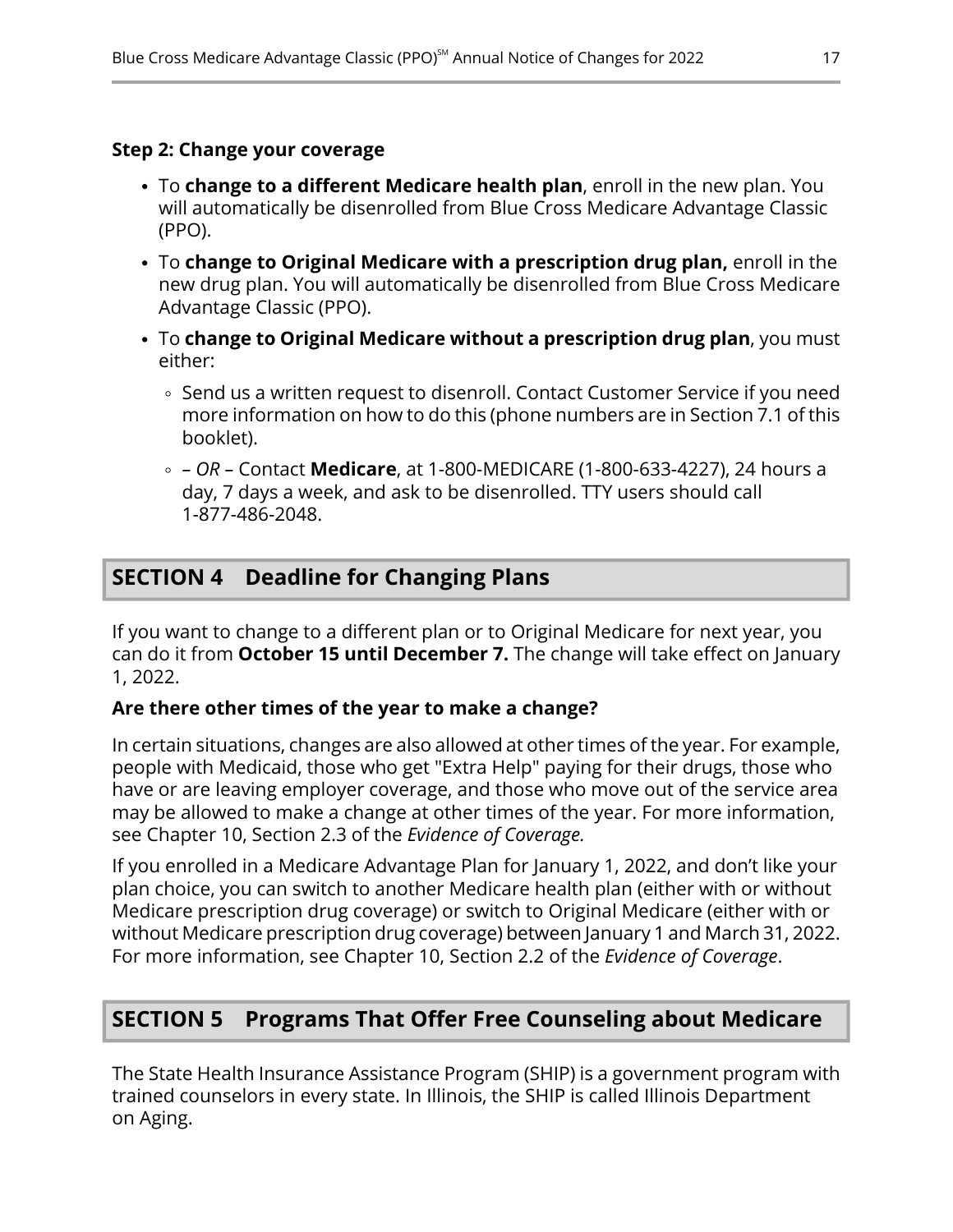**Step 2: Change your coverage**

- To **change to a different Medicare health plan**, enroll in the new plan. You will automatically be disenrolled from Blue Cross Medicare Advantage Classic (PPO).
- To **change to Original Medicare with a prescription drug plan,** enroll in the new drug plan. You will automatically be disenrolled from Blue Cross Medicare Advantage Classic (PPO).
- To **change to Original Medicare without a prescription drug plan**, you must either:
  - Send us a written request to disenroll. Contact Customer Service if you need more information on how to do this (phone numbers are in Section 7.1 of this booklet).
  - – *OR* – Contact **Medicare**, at 1-800-MEDICARE (1-800-633-4227), 24 hours a day, 7 days a week, and ask to be disenrolled. TTY users should call 1-877-486-2048.

## SECTION 4 Deadline for Changing Plans

If you want to change to a different plan or to Original Medicare for next year, you can do it from **October 15 until December 7.** The change will take effect on January 1, 2022.

**Are there other times of the year to make a change?**

In certain situations, changes are also allowed at other times of the year. For example, people with Medicaid, those who get "Extra Help" paying for their drugs, those who have or are leaving employer coverage, and those who move out of the service area may be allowed to make a change at other times of the year. For more information, see Chapter 10, Section 2.3 of the *Evidence of Coverage.*

If you enrolled in a Medicare Advantage Plan for January 1, 2022, and don't like your plan choice, you can switch to another Medicare health plan (either with or without Medicare prescription drug coverage) or switch to Original Medicare (either with or without Medicare prescription drug coverage) between January 1 and March 31, 2022. For more information, see Chapter 10, Section 2.2 of the *Evidence of Coverage*.

## SECTION 5 Programs That Offer Free Counseling about Medicare

The State Health Insurance Assistance Program (SHIP) is a government program with trained counselors in every state. In Illinois, the SHIP is called Illinois Department on Aging.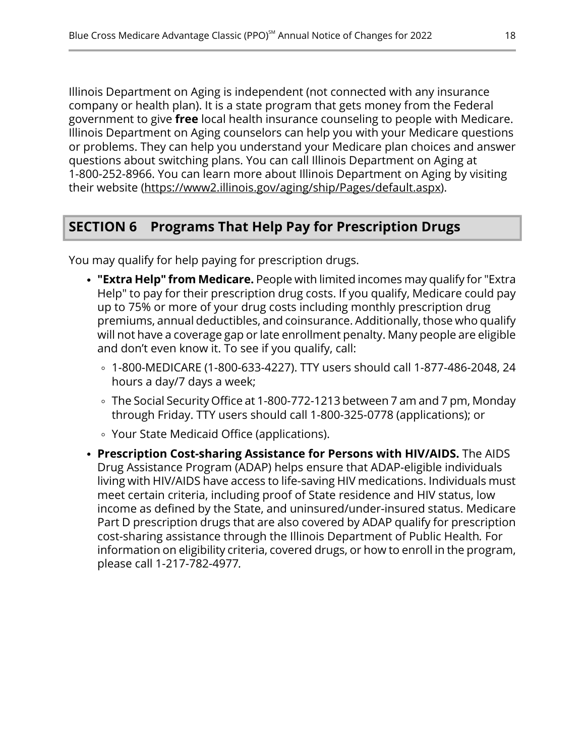Illinois Department on Aging is independent (not connected with any insurance company or health plan). It is a state program that gets money from the Federal government to give **free** local health insurance counseling to people with Medicare. Illinois Department on Aging counselors can help you with your Medicare questions or problems. They can help you understand your Medicare plan choices and answer questions about switching plans. You can call Illinois Department on Aging at 1-800-252-8966. You can learn more about Illinois Department on Aging by visiting their website (https://www2.illinois.gov/aging/ship/Pages/default.aspx).

## SECTION 6 Programs That Help Pay for Prescription Drugs

You may qualify for help paying for prescription drugs.

- **"Extra Help" from Medicare.** People with limited incomes may qualify for "Extra Help" to pay for their prescription drug costs. If you qualify, Medicare could pay up to 75% or more of your drug costs including monthly prescription drug premiums, annual deductibles, and coinsurance. Additionally, those who qualify will not have a coverage gap or late enrollment penalty. Many people are eligible and don't even know it. To see if you qualify, call:
  - 1-800-MEDICARE (1-800-633-4227). TTY users should call 1-877-486-2048, 24 hours a day/7 days a week;
  - The Social Security Office at 1-800-772-1213 between 7 am and 7 pm, Monday through Friday. TTY users should call 1-800-325-0778 (applications); or
  - Your State Medicaid Office (applications).
- **Prescription Cost-sharing Assistance for Persons with HIV/AIDS.** The AIDS Drug Assistance Program (ADAP) helps ensure that ADAP-eligible individuals living with HIV/AIDS have access to life-saving HIV medications. Individuals must meet certain criteria, including proof of State residence and HIV status, low income as defined by the State, and uninsured/under-insured status. Medicare Part D prescription drugs that are also covered by ADAP qualify for prescription cost-sharing assistance through the Illinois Department of Public Health. For information on eligibility criteria, covered drugs, or how to enroll in the program, please call 1-217-782-4977.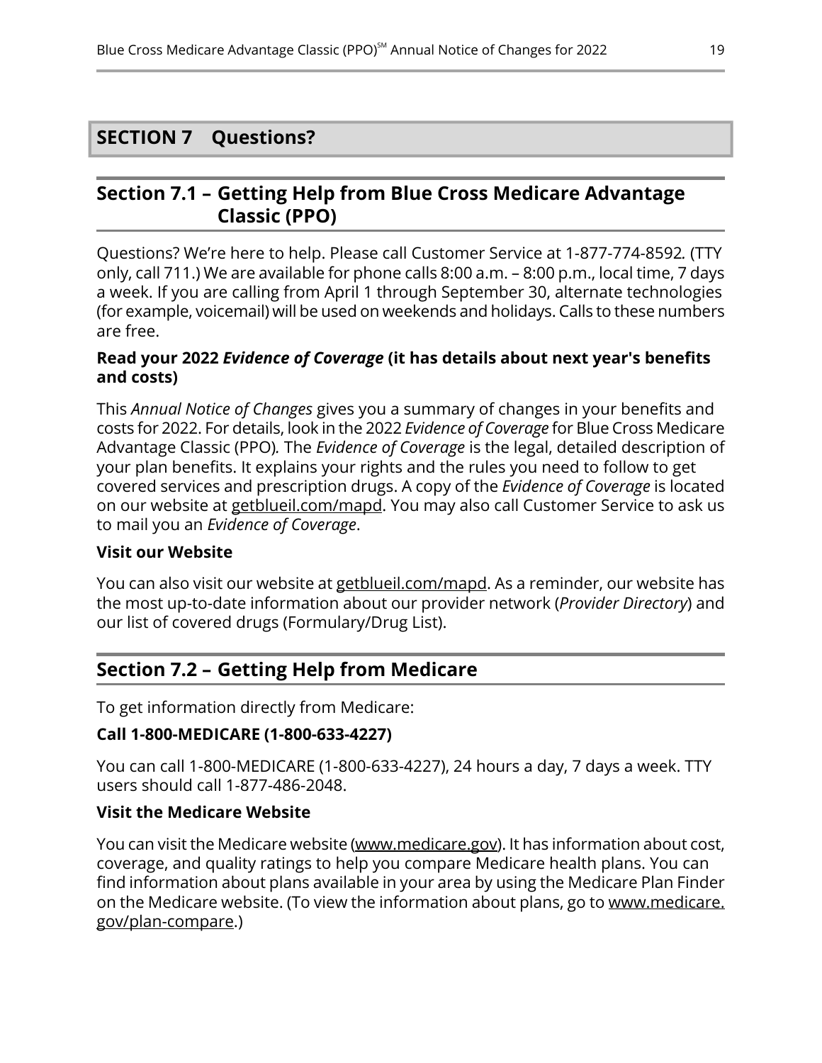# SECTION 7 Questions?

## Section 7.1 – Getting Help from Blue Cross Medicare Advantage Classic (PPO)

Questions? We're here to help. Please call Customer Service at 1-877-774-8592. (TTY only, call 711.) We are available for phone calls 8:00 a.m. – 8:00 p.m., local time, 7 days a week. If you are calling from April 1 through September 30, alternate technologies (for example, voicemail) will be used on weekends and holidays. Calls to these numbers are free.

**Read your 2022 *Evidence of Coverage* (it has details about next year's benefits and costs)**

This *Annual Notice of Changes* gives you a summary of changes in your benefits and costs for 2022. For details, look in the 2022 *Evidence of Coverage* for Blue Cross Medicare Advantage Classic (PPO). The *Evidence of Coverage* is the legal, detailed description of your plan benefits. It explains your rights and the rules you need to follow to get covered services and prescription drugs. A copy of the *Evidence of Coverage* is located on our website at getblueil.com/mapd. You may also call Customer Service to ask us to mail you an *Evidence of Coverage*.

**Visit our Website**

You can also visit our website at getblueil.com/mapd. As a reminder, our website has the most up-to-date information about our provider network (*Provider Directory*) and our list of covered drugs (Formulary/Drug List).

## Section 7.2 – Getting Help from Medicare

To get information directly from Medicare:

**Call 1-800-MEDICARE (1-800-633-4227)**

You can call 1-800-MEDICARE (1-800-633-4227), 24 hours a day, 7 days a week. TTY users should call 1-877-486-2048.

**Visit the Medicare Website**

You can visit the Medicare website (www.medicare.gov). It has information about cost, coverage, and quality ratings to help you compare Medicare health plans. You can find information about plans available in your area by using the Medicare Plan Finder on the Medicare website. (To view the information about plans, go to www.medicare.gov/plan-compare.)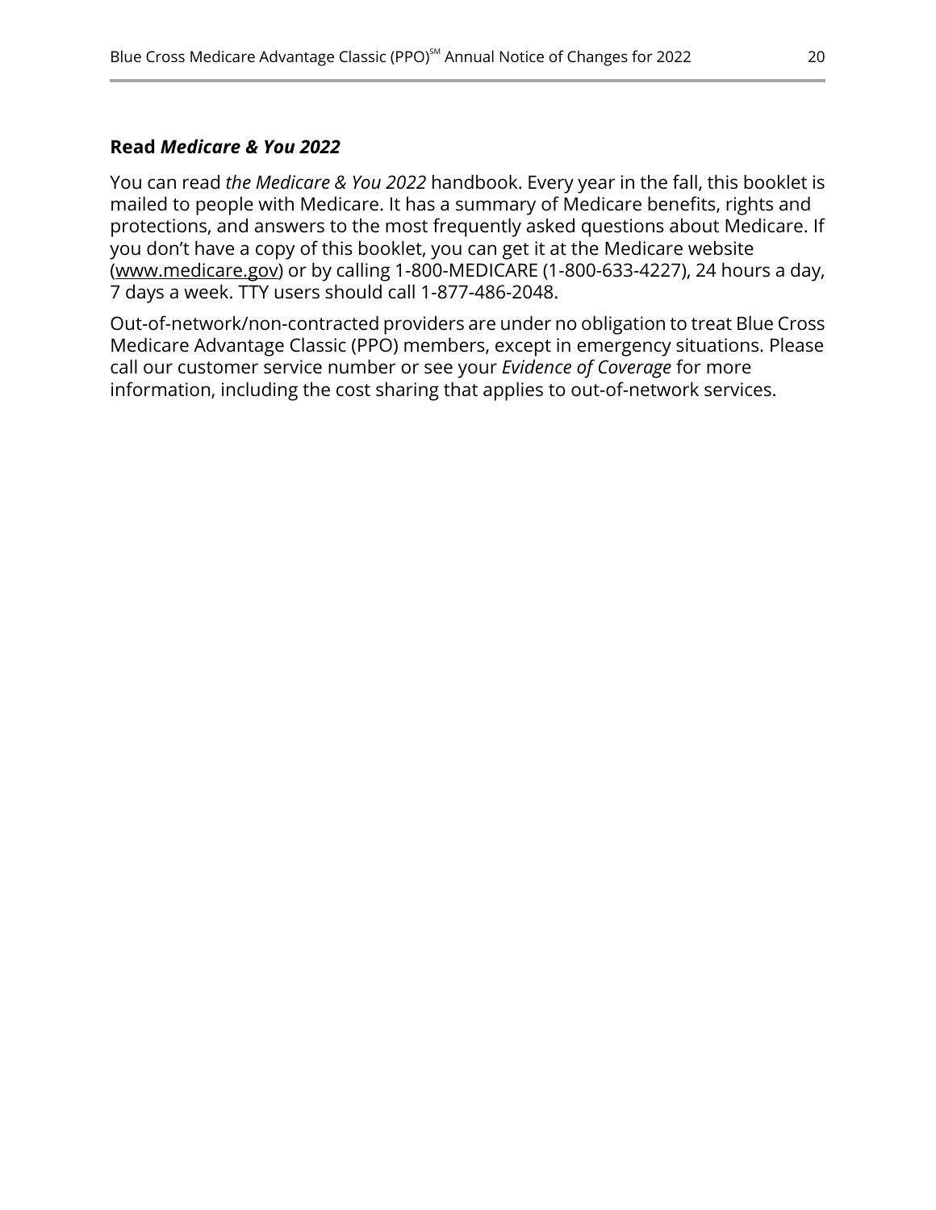### Read *Medicare & You 2022*

You can read *the Medicare & You 2022* handbook. Every year in the fall, this booklet is mailed to people with Medicare. It has a summary of Medicare benefits, rights and protections, and answers to the most frequently asked questions about Medicare. If you don't have a copy of this booklet, you can get it at the Medicare website (www.medicare.gov) or by calling 1-800-MEDICARE (1-800-633-4227), 24 hours a day, 7 days a week. TTY users should call 1-877-486-2048.

Out-of-network/non-contracted providers are under no obligation to treat Blue Cross Medicare Advantage Classic (PPO) members, except in emergency situations. Please call our customer service number or see your *Evidence of Coverage* for more information, including the cost sharing that applies to out-of-network services.